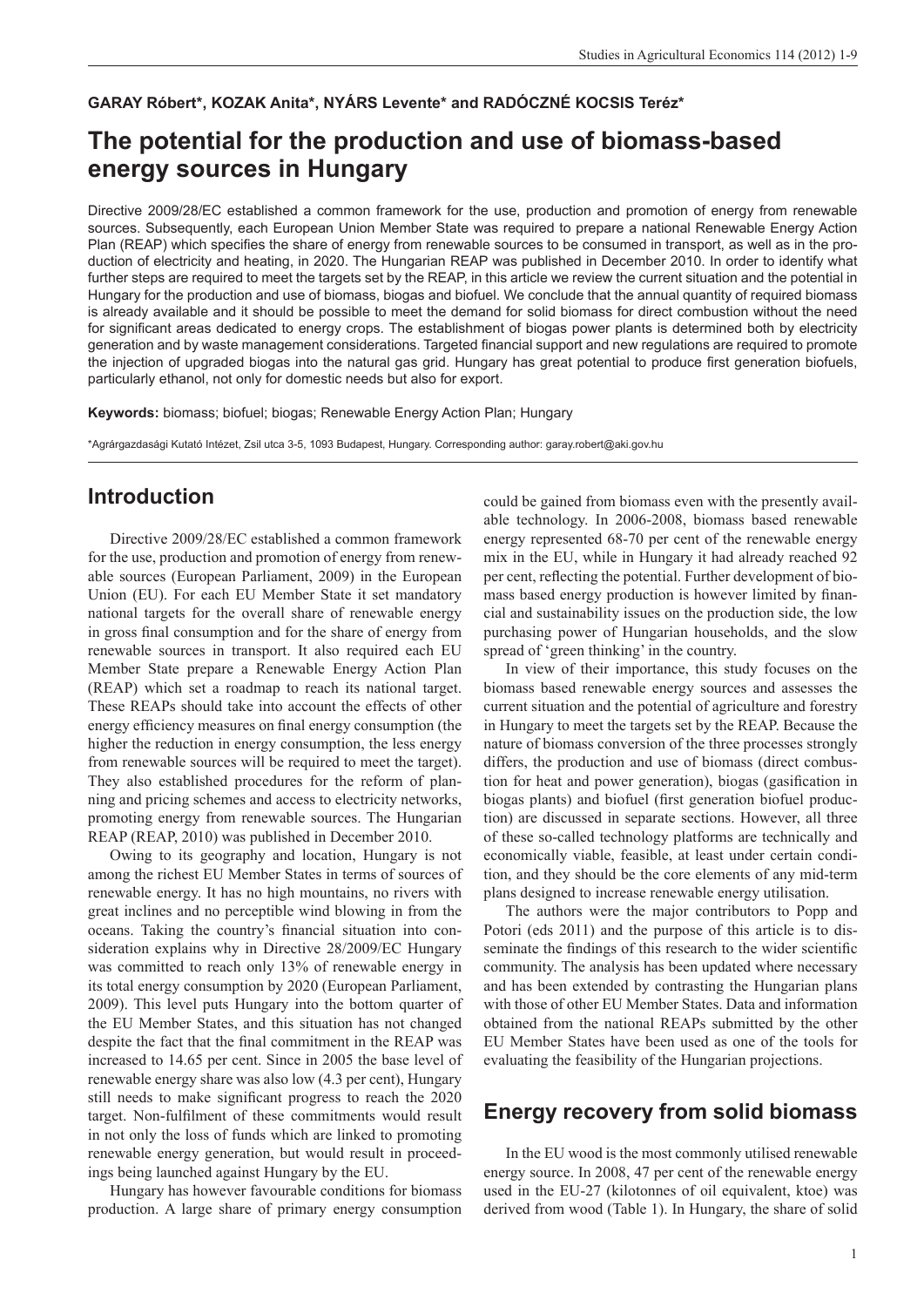**GARAY Róbert*, KOZAK Anita*, NYÁRS Levente* and RADÓCZNÉ KOCSIS Teréz***

# The potential for the production and use of biomass-based energy sources in Hungary

Directive 2009/28/EC established a common framework for the use, production and promotion of energy from renewable sources. Subsequently, each European Union Member State was required to prepare a national Renewable Energy Action Plan (REAP) which specifies the share of energy from renewable sources to be consumed in transport, as well as in the production of electricity and heating, in 2020. The Hungarian REAP was published in December 2010. In order to identify what further steps are required to meet the targets set by the REAP, in this article we review the current situation and the potential in Hungary for the production and use of biomass, biogas and biofuel. We conclude that the annual quantity of required biomass is already available and it should be possible to meet the demand for solid biomass for direct combustion without the need for significant areas dedicated to energy crops. The establishment of biogas power plants is determined both by electricity generation and by waste management considerations. Targeted financial support and new regulations are required to promote the injection of upgraded biogas into the natural gas grid. Hungary has great potential to produce first generation biofuels, particularly ethanol, not only for domestic needs but also for export.

**Keywords:** biomass; biofuel; biogas; Renewable Energy Action Plan; Hungary

*Agrárgazdasági Kutató Intézet, Zsil utca 3-5, 1093 Budapest, Hungary. Corresponding author: garay.robert@aki.gov.hu

## Introduction

Directive 2009/28/EC established a common framework for the use, production and promotion of energy from renewable sources (European Parliament, 2009) in the European Union (EU). For each EU Member State it set mandatory national targets for the overall share of renewable energy in gross final consumption and for the share of energy from renewable sources in transport. It also required each EU Member State prepare a Renewable Energy Action Plan (REAP) which set a roadmap to reach its national target. These REAPs should take into account the effects of other energy efficiency measures on final energy consumption (the higher the reduction in energy consumption, the less energy from renewable sources will be required to meet the target). They also established procedures for the reform of planning and pricing schemes and access to electricity networks, promoting energy from renewable sources. The Hungarian REAP (REAP, 2010) was published in December 2010.

Owing to its geography and location, Hungary is not among the richest EU Member States in terms of sources of renewable energy. It has no high mountains, no rivers with great inclines and no perceptible wind blowing in from the oceans. Taking the country's financial situation into consideration explains why in Directive 28/2009/EC Hungary was committed to reach only 13% of renewable energy in its total energy consumption by 2020 (European Parliament, 2009). This level puts Hungary into the bottom quarter of the EU Member States, and this situation has not changed despite the fact that the final commitment in the REAP was increased to 14.65 per cent. Since in 2005 the base level of renewable energy share was also low (4.3 per cent), Hungary still needs to make significant progress to reach the 2020 target. Non-fulfilment of these commitments would result in not only the loss of funds which are linked to promoting renewable energy generation, but would result in proceedings being launched against Hungary by the EU.

Hungary has however favourable conditions for biomass production. A large share of primary energy consumption could be gained from biomass even with the presently available technology. In 2006-2008, biomass based renewable energy represented 68-70 per cent of the renewable energy mix in the EU, while in Hungary it had already reached 92 per cent, reflecting the potential. Further development of biomass based energy production is however limited by financial and sustainability issues on the production side, the low purchasing power of Hungarian households, and the slow spread of 'green thinking' in the country.

In view of their importance, this study focuses on the biomass based renewable energy sources and assesses the current situation and the potential of agriculture and forestry in Hungary to meet the targets set by the REAP. Because the nature of biomass conversion of the three processes strongly differs, the production and use of biomass (direct combustion for heat and power generation), biogas (gasification in biogas plants) and biofuel (first generation biofuel production) are discussed in separate sections. However, all three of these so-called technology platforms are technically and economically viable, feasible, at least under certain condition, and they should be the core elements of any mid-term plans designed to increase renewable energy utilisation.

The authors were the major contributors to Popp and Potori (eds 2011) and the purpose of this article is to disseminate the findings of this research to the wider scientific community. The analysis has been updated where necessary and has been extended by contrasting the Hungarian plans with those of other EU Member States. Data and information obtained from the national REAPs submitted by the other EU Member States have been used as one of the tools for evaluating the feasibility of the Hungarian projections.

## Energy recovery from solid biomass

In the EU wood is the most commonly utilised renewable energy source. In 2008, 47 per cent of the renewable energy used in the EU-27 (kilotonnes of oil equivalent, ktoe) was derived from wood (Table 1). In Hungary, the share of solid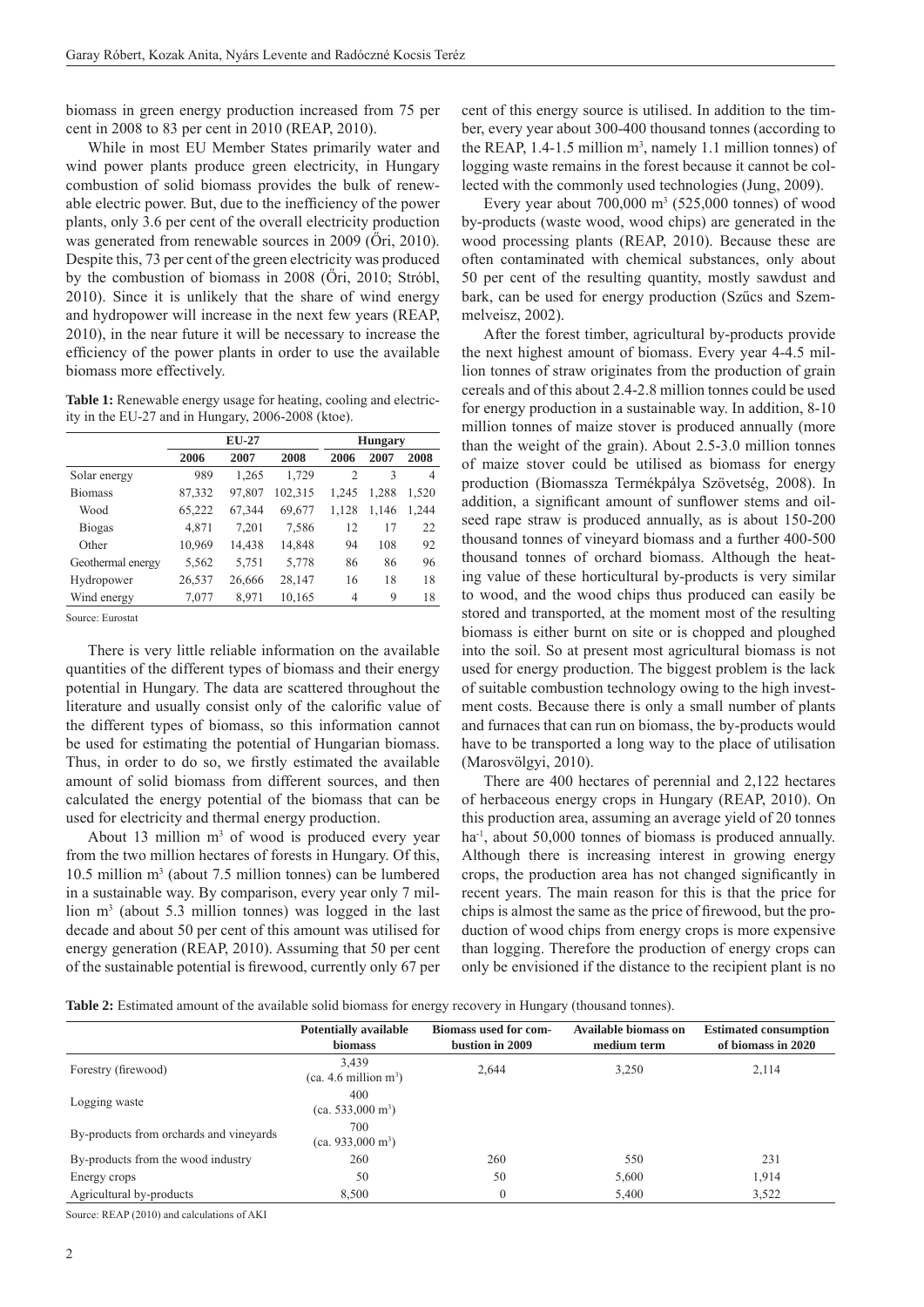biomass in green energy production increased from 75 per cent in 2008 to 83 per cent in 2010 (REAP, 2010).

While in most EU Member States primarily water and wind power plants produce green electricity, in Hungary combustion of solid biomass provides the bulk of renewable electric power. But, due to the inefficiency of the power plants, only 3.6 per cent of the overall electricity production was generated from renewable sources in 2009 (Őri, 2010). Despite this, 73 per cent of the green electricity was produced by the combustion of biomass in 2008 (Őri, 2010; Stróbl, 2010). Since it is unlikely that the share of wind energy and hydropower will increase in the next few years (REAP, 2010), in the near future it will be necessary to increase the efficiency of the power plants in order to use the available biomass more effectively.

**Table 1:** Renewable energy usage for heating, cooling and electricity in the EU-27 and in Hungary, 2006-2008 (ktoe).

| | EU-27 | | | Hungary | | |
|---|---|---|---|---|---|---|
| | 2006 | 2007 | 2008 | 2006 | 2007 | 2008 |
| Solar energy | 989 | 1,265 | 1,729 | 2 | 3 | 4 |
| Biomass | 87,332 | 97,807 | 102,315 | 1,245 | 1,288 | 1,520 |
| Wood | 65,222 | 67,344 | 69,677 | 1,128 | 1,146 | 1,244 |
| Biogas | 4,871 | 7,201 | 7,586 | 12 | 17 | 22 |
| Other | 10,969 | 14,438 | 14,848 | 94 | 108 | 92 |
| Geothermal energy | 5,562 | 5,751 | 5,778 | 86 | 86 | 96 |
| Hydropower | 26,537 | 26,666 | 28,147 | 16 | 18 | 18 |
| Wind energy | 7,077 | 8,971 | 10,165 | 4 | 9 | 18 |

Source: Eurostat

There is very little reliable information on the available quantities of the different types of biomass and their energy potential in Hungary. The data are scattered throughout the literature and usually consist only of the calorific value of the different types of biomass, so this information cannot be used for estimating the potential of Hungarian biomass. Thus, in order to do so, we firstly estimated the available amount of solid biomass from different sources, and then calculated the energy potential of the biomass that can be used for electricity and thermal energy production.

About 13 million $m^3$ of wood is produced every year from the two million hectares of forests in Hungary. Of this, 10.5 million $m^3$ (about 7.5 million tonnes) can be lumbered in a sustainable way. By comparison, every year only 7 million $m^3$ (about 5.3 million tonnes) was logged in the last decade and about 50 per cent of this amount was utilised for energy generation (REAP, 2010). Assuming that 50 per cent of the sustainable potential is firewood, currently only 67 per cent of this energy source is utilised. In addition to the timber, every year about 300-400 thousand tonnes (according to the REAP, 1.4-1.5 million $m^3$, namely 1.1 million tonnes) of logging waste remains in the forest because it cannot be collected with the commonly used technologies (Jung, 2009).

Every year about 700,000 $m^3$ (525,000 tonnes) of wood by-products (waste wood, wood chips) are generated in the wood processing plants (REAP, 2010). Because these are often contaminated with chemical substances, only about 50 per cent of the resulting quantity, mostly sawdust and bark, can be used for energy production (Szűcs and Szemmelveisz, 2002).

After the forest timber, agricultural by-products provide the next highest amount of biomass. Every year 4-4.5 million tonnes of straw originates from the production of grain cereals and of this about 2.4-2.8 million tonnes could be used for energy production in a sustainable way. In addition, 8-10 million tonnes of maize stover is produced annually (more than the weight of the grain). About 2.5-3.0 million tonnes of maize stover could be utilised as biomass for energy production (Biomassza Termékpálya Szövetség, 2008). In addition, a significant amount of sunflower stems and oilseed rape straw is produced annually, as is about 150-200 thousand tonnes of vineyard biomass and a further 400-500 thousand tonnes of orchard biomass. Although the heating value of these horticultural by-products is very similar to wood, and the wood chips thus produced can easily be stored and transported, at the moment most of the resulting biomass is either burnt on site or is chopped and ploughed into the soil. So at present most agricultural biomass is not used for energy production. The biggest problem is the lack of suitable combustion technology owing to the high investment costs. Because there is only a small number of plants and furnaces that can run on biomass, the by-products would have to be transported a long way to the place of utilisation (Marosvölgyi, 2010).

There are 400 hectares of perennial and 2,122 hectares of herbaceous energy crops in Hungary (REAP, 2010). On this production area, assuming an average yield of 20 tonnes $ha^{-1}$, about 50,000 tonnes of biomass is produced annually. Although there is increasing interest in growing energy crops, the production area has not changed significantly in recent years. The main reason for this is that the price for chips is almost the same as the price of firewood, but the production of wood chips from energy crops is more expensive than logging. Therefore the production of energy crops can only be envisioned if the distance to the recipient plant is no

**Table 2:** Estimated amount of the available solid biomass for energy recovery in Hungary (thousand tonnes).

| | Potentially available biomass | Biomass used for combustion in 2009 | Available biomass on medium term | Estimated consumption of biomass in 2020 |
|---|---|---|---|---|
| Forestry (firewood) | 3,439 (ca. 4.6 million $m^3$) | 2,644 | 3,250 | 2,114 |
| Logging waste | 400 (ca. 533,000 $m^3$) | | | |
| By-products from orchards and vineyards | 700 (ca. 933,000 $m^3$) | | | |
| By-products from the wood industry | 260 | 260 | 550 | 231 |
| Energy crops | 50 | 50 | 5,600 | 1,914 |
| Agricultural by-products | 8,500 | 0 | 5,400 | 3,522 |

Source: REAP (2010) and calculations of AKI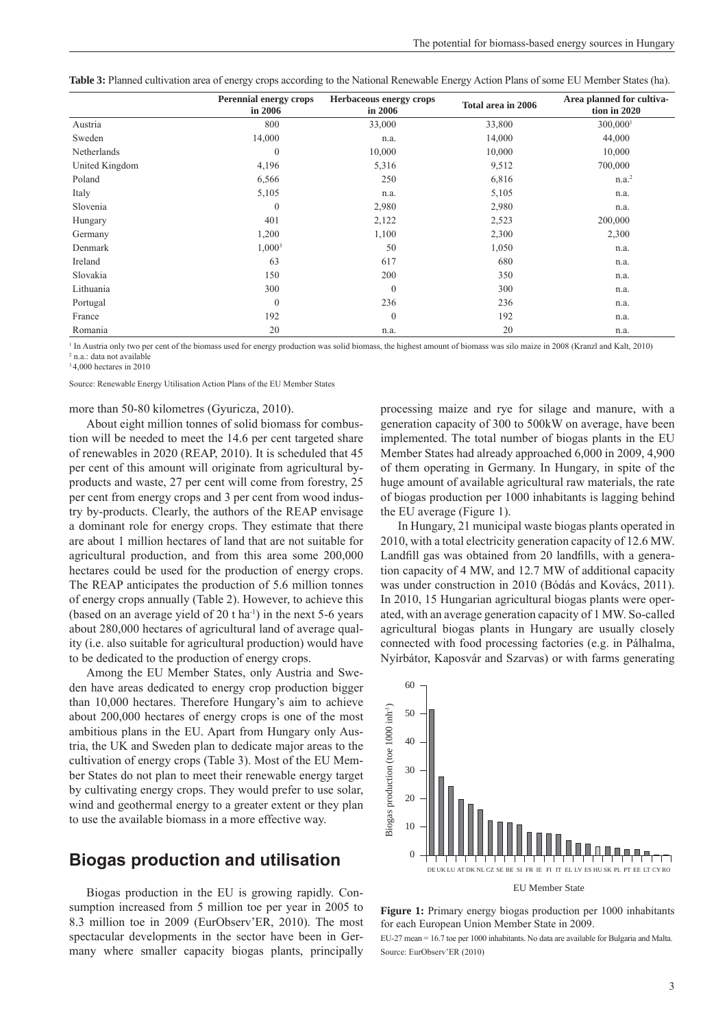**Table 3:** Planned cultivation area of energy crops according to the National Renewable Energy Action Plans of some EU Member States (ha).

| | Perennial energy crops in 2006 | Herbaceous energy crops in 2006 | Total area in 2006 | Area planned for cultivation in 2020 |
|---|---|---|---|---|
| Austria | 800 | 33,000 | 33,800 | 300,000[1] |
| Sweden | 14,000 | n.a. | 14,000 | 44,000 |
| Netherlands | 0 | 10,000 | 10,000 | 10,000 |
| United Kingdom | 4,196 | 5,316 | 9,512 | 700,000 |
| Poland | 6,566 | 250 | 6,816 | n.a.[2] |
| Italy | 5,105 | n.a. | 5,105 | n.a. |
| Slovenia | 0 | 2,980 | 2,980 | n.a. |
| Hungary | 401 | 2,122 | 2,523 | 200,000 |
| Germany | 1,200 | 1,100 | 2,300 | 2,300 |
| Denmark | 1,000[3] | 50 | 1,050 | n.a. |
| Ireland | 63 | 617 | 680 | n.a. |
| Slovakia | 150 | 200 | 350 | n.a. |
| Lithuania | 300 | 0 | 300 | n.a. |
| Portugal | 0 | 236 | 236 | n.a. |
| France | 192 | 0 | 192 | n.a. |
| Romania | 20 | n.a. | 20 | n.a. |

[1] In Austria only two per cent of the biomass used for energy production was solid biomass, the highest amount of biomass was silo maize in 2008 (Kranzl and Kalt, 2010)
[2] n.a.: data not available
[3] 4,000 hectares in 2010

Source: Renewable Energy Utilisation Action Plans of the EU Member States

more than 50-80 kilometres (Gyuricza, 2010).

About eight million tonnes of solid biomass for combustion will be needed to meet the 14.6 per cent targeted share of renewables in 2020 (REAP, 2010). It is scheduled that 45 per cent of this amount will originate from agricultural by-products and waste, 27 per cent will come from forestry, 25 per cent from energy crops and 3 per cent from wood industry by-products. Clearly, the authors of the REAP envisage a dominant role for energy crops. They estimate that there are about 1 million hectares of land that are not suitable for agricultural production, and from this area some 200,000 hectares could be used for the production of energy crops. The REAP anticipates the production of 5.6 million tonnes of energy crops annually (Table 2). However, to achieve this (based on an average yield of 20 t ha$^{-1}$) in the next 5-6 years about 280,000 hectares of agricultural land of average quality (i.e. also suitable for agricultural production) would have to be dedicated to the production of energy crops.

Among the EU Member States, only Austria and Sweden have areas dedicated to energy crop production bigger than 10,000 hectares. Therefore Hungary's aim to achieve about 200,000 hectares of energy crops is one of the most ambitious plans in the EU. Apart from Hungary only Austria, the UK and Sweden plan to dedicate major areas to the cultivation of energy crops (Table 3). Most of the EU Member States do not plan to meet their renewable energy target by cultivating energy crops. They would prefer to use solar, wind and geothermal energy to a greater extent or they plan to use the available biomass in a more effective way.

## Biogas production and utilisation

Biogas production in the EU is growing rapidly. Consumption increased from 5 million toe per year in 2005 to 8.3 million toe in 2009 (EurObserv'ER, 2010). The most spectacular developments in the sector have been in Germany where smaller capacity biogas plants, principally processing maize and rye for silage and manure, with a generation capacity of 300 to 500kW on average, have been implemented. The total number of biogas plants in the EU Member States had already approached 6,000 in 2009, 4,900 of them operating in Germany. In Hungary, in spite of the huge amount of available agricultural raw materials, the rate of biogas production per 1000 inhabitants is lagging behind the EU average (Figure 1).

In Hungary, 21 municipal waste biogas plants operated in 2010, with a total electricity generation capacity of 12.6 MW. Landfill gas was obtained from 20 landfills, with a generation capacity of 4 MW, and 12.7 MW of additional capacity was under construction in 2010 (Bódás and Kovács, 2011). In 2010, 15 Hungarian agricultural biogas plants were operated, with an average generation capacity of 1 MW. So-called agricultural biogas plants in Hungary are usually closely connected with food processing factories (e.g. in Pálhalma, Nyírbátor, Kaposvár and Szarvas) or with farms generating

**Figure 1:** Primary energy biogas production per 1000 inhabitants for each European Union Member State in 2009.

EU-27 mean = 16.7 toe per 1000 inhabitants. No data are available for Bulgaria and Malta.
Source: EurObserv'ER (2010)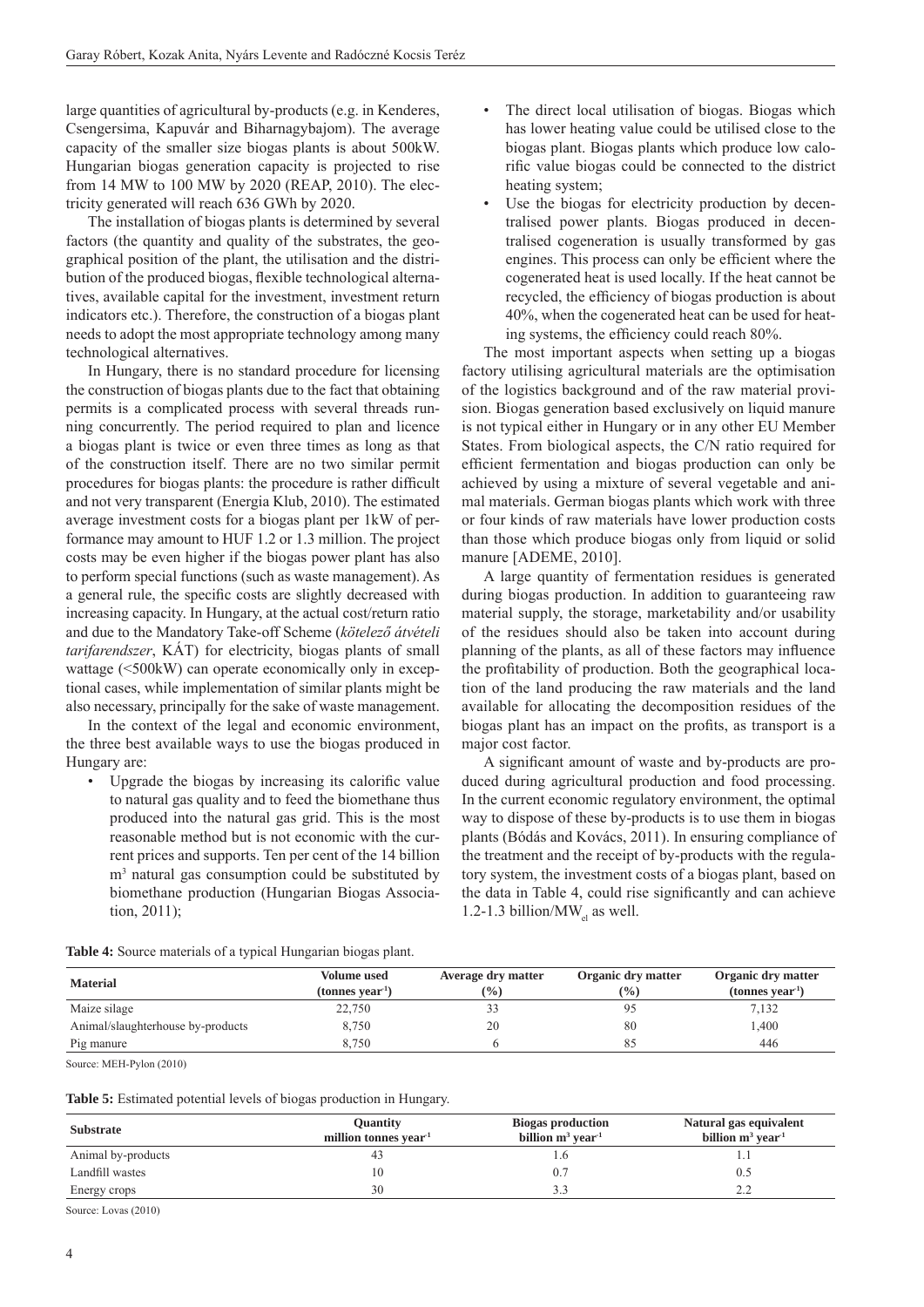large quantities of agricultural by-products (e.g. in Kenderes, Csengersima, Kapuvár and Biharnagybajom). The average capacity of the smaller size biogas plants is about 500kW. Hungarian biogas generation capacity is projected to rise from 14 MW to 100 MW by 2020 (REAP, 2010). The electricity generated will reach 636 GWh by 2020.

The installation of biogas plants is determined by several factors (the quantity and quality of the substrates, the geographical position of the plant, the utilisation and the distribution of the produced biogas, flexible technological alternatives, available capital for the investment, investment return indicators etc.). Therefore, the construction of a biogas plant needs to adopt the most appropriate technology among many technological alternatives.

In Hungary, there is no standard procedure for licensing the construction of biogas plants due to the fact that obtaining permits is a complicated process with several threads running concurrently. The period required to plan and licence a biogas plant is twice or even three times as long as that of the construction itself. There are no two similar permit procedures for biogas plants: the procedure is rather difficult and not very transparent (Energia Klub, 2010). The estimated average investment costs for a biogas plant per 1kW of performance may amount to HUF 1.2 or 1.3 million. The project costs may be even higher if the biogas power plant has also to perform special functions (such as waste management). As a general rule, the specific costs are slightly decreased with increasing capacity. In Hungary, at the actual cost/return ratio and due to the Mandatory Take-off Scheme (*kötelező átvételi tarifarendszer*, KÁT) for electricity, biogas plants of small wattage (<500kW) can operate economically only in exceptional cases, while implementation of similar plants might be also necessary, principally for the sake of waste management.

In the context of the legal and economic environment, the three best available ways to use the biogas produced in Hungary are:

- Upgrade the biogas by increasing its calorific value to natural gas quality and to feed the biomethane thus produced into the natural gas grid. This is the most reasonable method but is not economic with the current prices and supports. Ten per cent of the 14 billion $m^3$ natural gas consumption could be substituted by biomethane production (Hungarian Biogas Association, 2011);
- The direct local utilisation of biogas. Biogas which has lower heating value could be utilised close to the biogas plant. Biogas plants which produce low calorific value biogas could be connected to the district heating system;
- Use the biogas for electricity production by decentralised power plants. Biogas produced in decentralised cogeneration is usually transformed by gas engines. This process can only be efficient where the cogenerated heat is used locally. If the heat cannot be recycled, the efficiency of biogas production is about 40%, when the cogenerated heat can be used for heating systems, the efficiency could reach 80%.

The most important aspects when setting up a biogas factory utilising agricultural materials are the optimisation of the logistics background and of the raw material provision. Biogas generation based exclusively on liquid manure is not typical either in Hungary or in any other EU Member States. From biological aspects, the C/N ratio required for efficient fermentation and biogas production can only be achieved by using a mixture of several vegetable and animal materials. German biogas plants which work with three or four kinds of raw materials have lower production costs than those which produce biogas only from liquid or solid manure [ADEME, 2010].

A large quantity of fermentation residues is generated during biogas production. In addition to guaranteeing raw material supply, the storage, marketability and/or usability of the residues should also be taken into account during planning of the plants, as all of these factors may influence the profitability of production. Both the geographical location of the land producing the raw materials and the land available for allocating the decomposition residues of the biogas plant has an impact on the profits, as transport is a major cost factor.

A significant amount of waste and by-products are produced during agricultural production and food processing. In the current economic regulatory environment, the optimal way to dispose of these by-products is to use them in biogas plants (Bódás and Kovács, 2011). In ensuring compliance of the treatment and the receipt of by-products with the regulatory system, the investment costs of a biogas plant, based on the data in Table 4, could rise significantly and can achieve 1.2-1.3 billion/$MW_{el}$ as well.

**Table 4:** Source materials of a typical Hungarian biogas plant.

| Material | Volume used (tonnes $year^{-1}$) | Average dry matter (%) | Organic dry matter (%) | Organic dry matter (tonnes $year^{-1}$) |
|---|---|---|---|---|
| Maize silage | 22,750 | 33 | 95 | 7,132 |
| Animal/slaughterhouse by-products | 8,750 | 20 | 80 | 1,400 |
| Pig manure | 8,750 | 6 | 85 | 446 |

Source: MEH-Pylon (2010)

**Table 5:** Estimated potential levels of biogas production in Hungary.

| Substrate | Quantity million tonnes $year^{-1}$ | Biogas production billion $m^3$ $year^{-1}$ | Natural gas equivalent billion $m^3$ $year^{-1}$ |
|---|---|---|---|
| Animal by-products | 43 | 1.6 | 1.1 |
| Landfill wastes | 10 | 0.7 | 0.5 |
| Energy crops | 30 | 3.3 | 2.2 |

Source: Lovas (2010)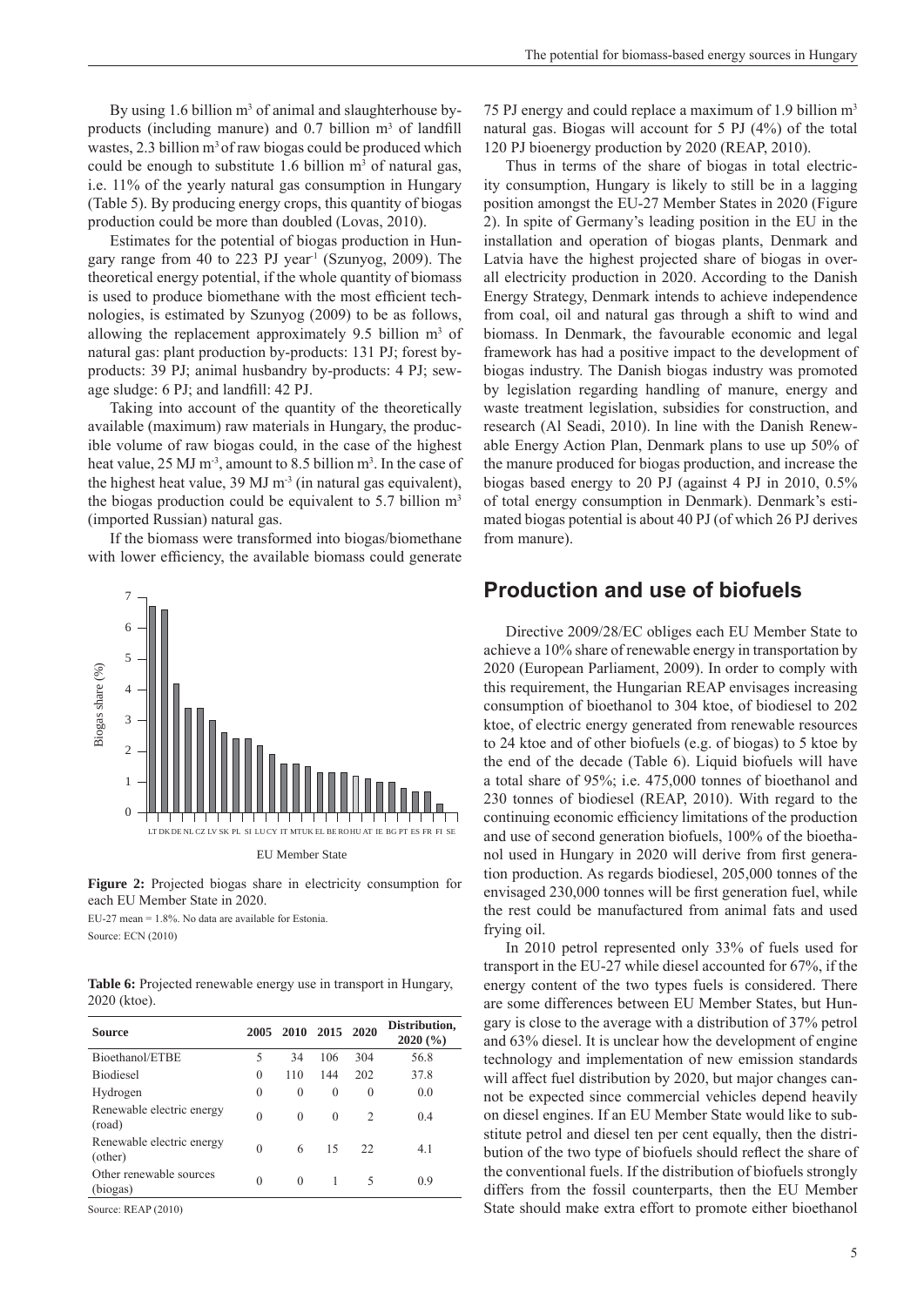By using 1.6 billion $m^3$ of animal and slaughterhouse by-products (including manure) and 0.7 billion $m^3$ of landfill wastes, 2.3 billion $m^3$ of raw biogas could be produced which could be enough to substitute 1.6 billion $m^3$ of natural gas, i.e. 11% of the yearly natural gas consumption in Hungary (Table 5). By producing energy crops, this quantity of biogas production could be more than doubled (Lovas, 2010).

Estimates for the potential of biogas production in Hungary range from 40 to 223 PJ $year^{-1}$ (Szunyog, 2009). The theoretical energy potential, if the whole quantity of biomass is used to produce biomethane with the most efficient technologies, is estimated by Szunyog (2009) to be as follows, allowing the replacement approximately 9.5 billion $m^3$ of natural gas: plant production by-products: 131 PJ; forest by-products: 39 PJ; animal husbandry by-products: 4 PJ; sewage sludge: 6 PJ; and landfill: 42 PJ.

Taking into account of the quantity of the theoretically available (maximum) raw materials in Hungary, the producible volume of raw biogas could, in the case of the highest heat value, 25 MJ $m^{-3}$, amount to 8.5 billion $m^3$. In the case of the highest heat value, 39 MJ $m^{-3}$ (in natural gas equivalent), the biogas production could be equivalent to 5.7 billion $m^3$ (imported Russian) natural gas.

If the biomass were transformed into biogas/biomethane with lower efficiency, the available biomass could generate 75 PJ energy and could replace a maximum of 1.9 billion $m^3$ natural gas. Biogas will account for 5 PJ (4%) of the total 120 PJ bioenergy production by 2020 (REAP, 2010).

Thus in terms of the share of biogas in total electricity consumption, Hungary is likely to still be in a lagging position amongst the EU-27 Member States in 2020 (Figure 2). In spite of Germany's leading position in the EU in the installation and operation of biogas plants, Denmark and Latvia have the highest projected share of biogas in overall electricity production in 2020. According to the Danish Energy Strategy, Denmark intends to achieve independence from coal, oil and natural gas through a shift to wind and biomass. In Denmark, the favourable economic and legal framework has had a positive impact to the development of biogas industry. The Danish biogas industry was promoted by legislation regarding handling of manure, energy and waste treatment legislation, subsidies for construction, and research (Al Seadi, 2010). In line with the Danish Renewable Energy Action Plan, Denmark plans to use up 50% of the manure produced for biogas production, and increase the biogas based energy to 20 PJ (against 4 PJ in 2010, 0.5% of total energy consumption in Denmark). Denmark's estimated biogas potential is about 40 PJ (of which 26 PJ derives from manure).

**Figure 2:** Projected biogas share in electricity consumption for each EU Member State in 2020.

EU-27 mean = 1.8%. No data are available for Estonia.

Source: ECN (2010)

**Table 6:** Projected renewable energy use in transport in Hungary, 2020 (ktoe).

| Source | 2005 | 2010 | 2015 | 2020 | Distribution, 2020 (%) |
|---|---|---|---|---|---|
| Bioethanol/ETBE | 5 | 34 | 106 | 304 | 56.8 |
| Biodiesel | 0 | 110 | 144 | 202 | 37.8 |
| Hydrogen | 0 | 0 | 0 | 0 | 0.0 |
| Renewable electric energy (road) | 0 | 0 | 0 | 2 | 0.4 |
| Renewable electric energy (other) | 0 | 6 | 15 | 22 | 4.1 |
| Other renewable sources (biogas) | 0 | 0 | 1 | 5 | 0.9 |

Source: REAP (2010)

## Production and use of biofuels

Directive 2009/28/EC obliges each EU Member State to achieve a 10% share of renewable energy in transportation by 2020 (European Parliament, 2009). In order to comply with this requirement, the Hungarian REAP envisages increasing consumption of bioethanol to 304 ktoe, of biodiesel to 202 ktoe, of electric energy generated from renewable resources to 24 ktoe and of other biofuels (e.g. of biogas) to 5 ktoe by the end of the decade (Table 6). Liquid biofuels will have a total share of 95%; i.e. 475,000 tonnes of bioethanol and 230 tonnes of biodiesel (REAP, 2010). With regard to the continuing economic efficiency limitations of the production and use of second generation biofuels, 100% of the bioethanol used in Hungary in 2020 will derive from first generation production. As regards biodiesel, 205,000 tonnes of the envisaged 230,000 tonnes will be first generation fuel, while the rest could be manufactured from animal fats and used frying oil.

In 2010 petrol represented only 33% of fuels used for transport in the EU-27 while diesel accounted for 67%, if the energy content of the two types fuels is considered. There are some differences between EU Member States, but Hungary is close to the average with a distribution of 37% petrol and 63% diesel. It is unclear how the development of engine technology and implementation of new emission standards will affect fuel distribution by 2020, but major changes cannot be expected since commercial vehicles depend heavily on diesel engines. If an EU Member State would like to substitute petrol and diesel ten per cent equally, then the distribution of the two type of biofuels should reflect the share of the conventional fuels. If the distribution of biofuels strongly differs from the fossil counterparts, then the EU Member State should make extra effort to promote either bioethanol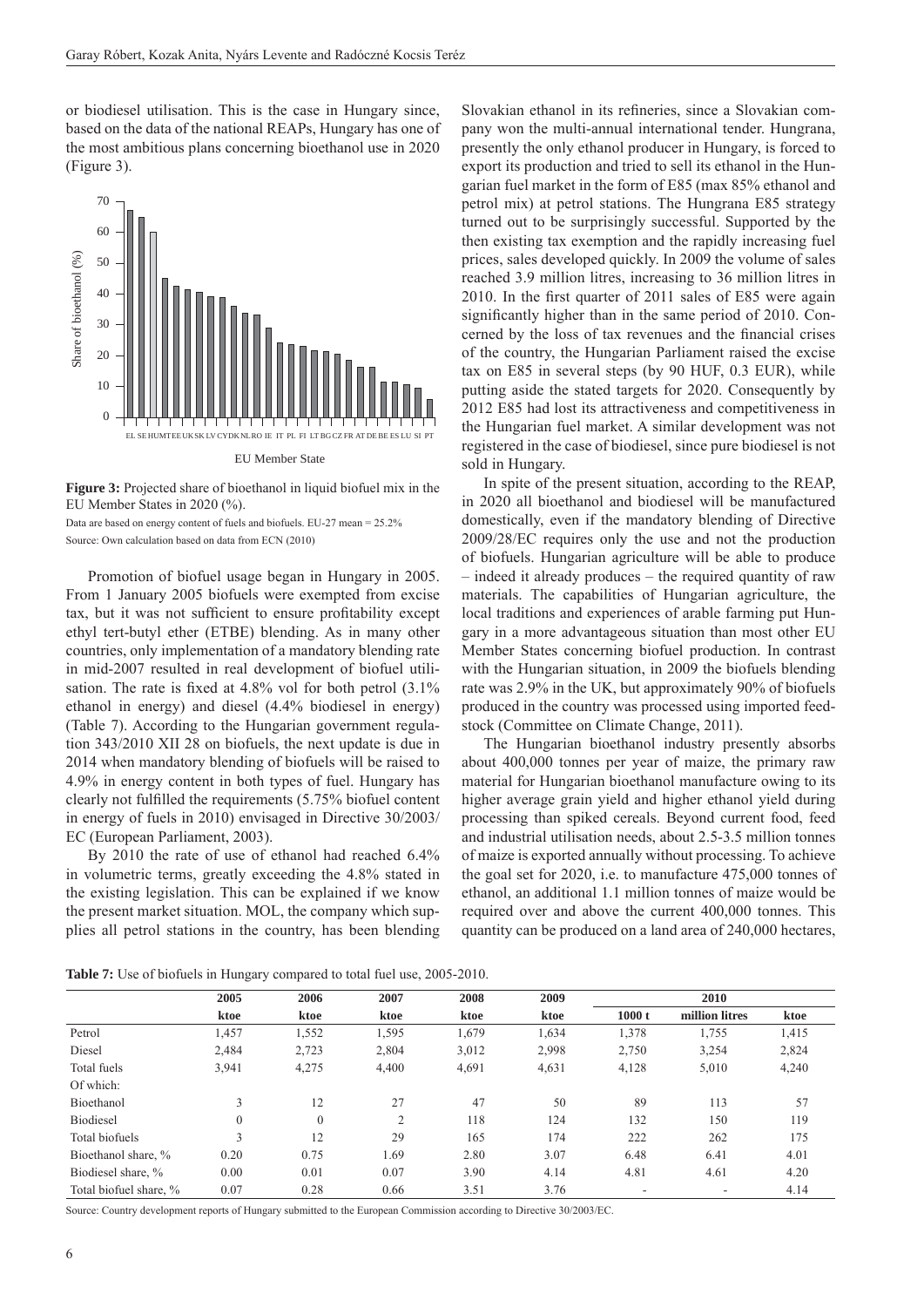or biodiesel utilisation. This is the case in Hungary since, based on the data of the national REAPs, Hungary has one of the most ambitious plans concerning bioethanol use in 2020 (Figure 3).

**Figure 3:** Projected share of bioethanol in liquid biofuel mix in the EU Member States in 2020 (%).

Data are based on energy content of fuels and biofuels. EU-27 mean = 25.2%

Source: Own calculation based on data from ECN (2010)

Promotion of biofuel usage began in Hungary in 2005. From 1 January 2005 biofuels were exempted from excise tax, but it was not sufficient to ensure profitability except ethyl tert-butyl ether (ETBE) blending. As in many other countries, only implementation of a mandatory blending rate in mid-2007 resulted in real development of biofuel utilisation. The rate is fixed at 4.8% vol for both petrol (3.1% ethanol in energy) and diesel (4.4% biodiesel in energy) (Table 7). According to the Hungarian government regulation 343/2010 XII 28 on biofuels, the next update is due in 2014 when mandatory blending of biofuels will be raised to 4.9% in energy content in both types of fuel. Hungary has clearly not fulfilled the requirements (5.75% biofuel content in energy of fuels in 2010) envisaged in Directive 30/2003/EC (European Parliament, 2003).

By 2010 the rate of use of ethanol had reached 6.4% in volumetric terms, greatly exceeding the 4.8% stated in the existing legislation. This can be explained if we know the present market situation. MOL, the company which supplies all petrol stations in the country, has been blending Slovakian ethanol in its refineries, since a Slovakian company won the multi-annual international tender. Hungrana, presently the only ethanol producer in Hungary, is forced to export its production and tried to sell its ethanol in the Hungarian fuel market in the form of E85 (max 85% ethanol and petrol mix) at petrol stations. The Hungrana E85 strategy turned out to be surprisingly successful. Supported by the then existing tax exemption and the rapidly increasing fuel prices, sales developed quickly. In 2009 the volume of sales reached 3.9 million litres, increasing to 36 million litres in 2010. In the first quarter of 2011 sales of E85 were again significantly higher than in the same period of 2010. Concerned by the loss of tax revenues and the financial crises of the country, the Hungarian Parliament raised the excise tax on E85 in several steps (by 90 HUF, 0.3 EUR), while putting aside the stated targets for 2020. Consequently by 2012 E85 had lost its attractiveness and competitiveness in the Hungarian fuel market. A similar development was not registered in the case of biodiesel, since pure biodiesel is not sold in Hungary.

In spite of the present situation, according to the REAP, in 2020 all bioethanol and biodiesel will be manufactured domestically, even if the mandatory blending of Directive 2009/28/EC requires only the use and not the production of biofuels. Hungarian agriculture will be able to produce – indeed it already produces – the required quantity of raw materials. The capabilities of Hungarian agriculture, the local traditions and experiences of arable farming put Hungary in a more advantageous situation than most other EU Member States concerning biofuel production. In contrast with the Hungarian situation, in 2009 the biofuels blending rate was 2.9% in the UK, but approximately 90% of biofuels produced in the country was processed using imported feedstock (Committee on Climate Change, 2011).

The Hungarian bioethanol industry presently absorbs about 400,000 tonnes per year of maize, the primary raw material for Hungarian bioethanol manufacture owing to its higher average grain yield and higher ethanol yield during processing than spiked cereals. Beyond current food, feed and industrial utilisation needs, about 2.5-3.5 million tonnes of maize is exported annually without processing. To achieve the goal set for 2020, i.e. to manufacture 475,000 tonnes of ethanol, an additional 1.1 million tonnes of maize would be required over and above the current 400,000 tonnes. This quantity can be produced on a land area of 240,000 hectares,

**Table 7:** Use of biofuels in Hungary compared to total fuel use, 2005-2010.

| | 2005 | 2006 | 2007 | 2008 | 2009 | 2010 | | |
|---|---|---|---|---|---|---|---|---|
| | ktoe | ktoe | ktoe | ktoe | ktoe | 1000 t | million litres | ktoe |
| Petrol | 1,457 | 1,552 | 1,595 | 1,679 | 1,634 | 1,378 | 1,755 | 1,415 |
| Diesel | 2,484 | 2,723 | 2,804 | 3,012 | 2,998 | 2,750 | 3,254 | 2,824 |
| Total fuels | 3,941 | 4,275 | 4,400 | 4,691 | 4,631 | 4,128 | 5,010 | 4,240 |
| Of which: | | | | | | | | |
| Bioethanol | 3 | 12 | 27 | 47 | 50 | 89 | 113 | 57 |
| Biodiesel | 0 | 0 | 2 | 118 | 124 | 132 | 150 | 119 |
| Total biofuels | 3 | 12 | 29 | 165 | 174 | 222 | 262 | 175 |
| Bioethanol share, % | 0.20 | 0.75 | 1.69 | 2.80 | 3.07 | 6.48 | 6.41 | 4.01 |
| Biodiesel share, % | 0.00 | 0.01 | 0.07 | 3.90 | 4.14 | 4.81 | 4.61 | 4.20 |
| Total biofuel share, % | 0.07 | 0.28 | 0.66 | 3.51 | 3.76 | - | - | 4.14 |

Source: Country development reports of Hungary submitted to the European Commission according to Directive 30/2003/EC.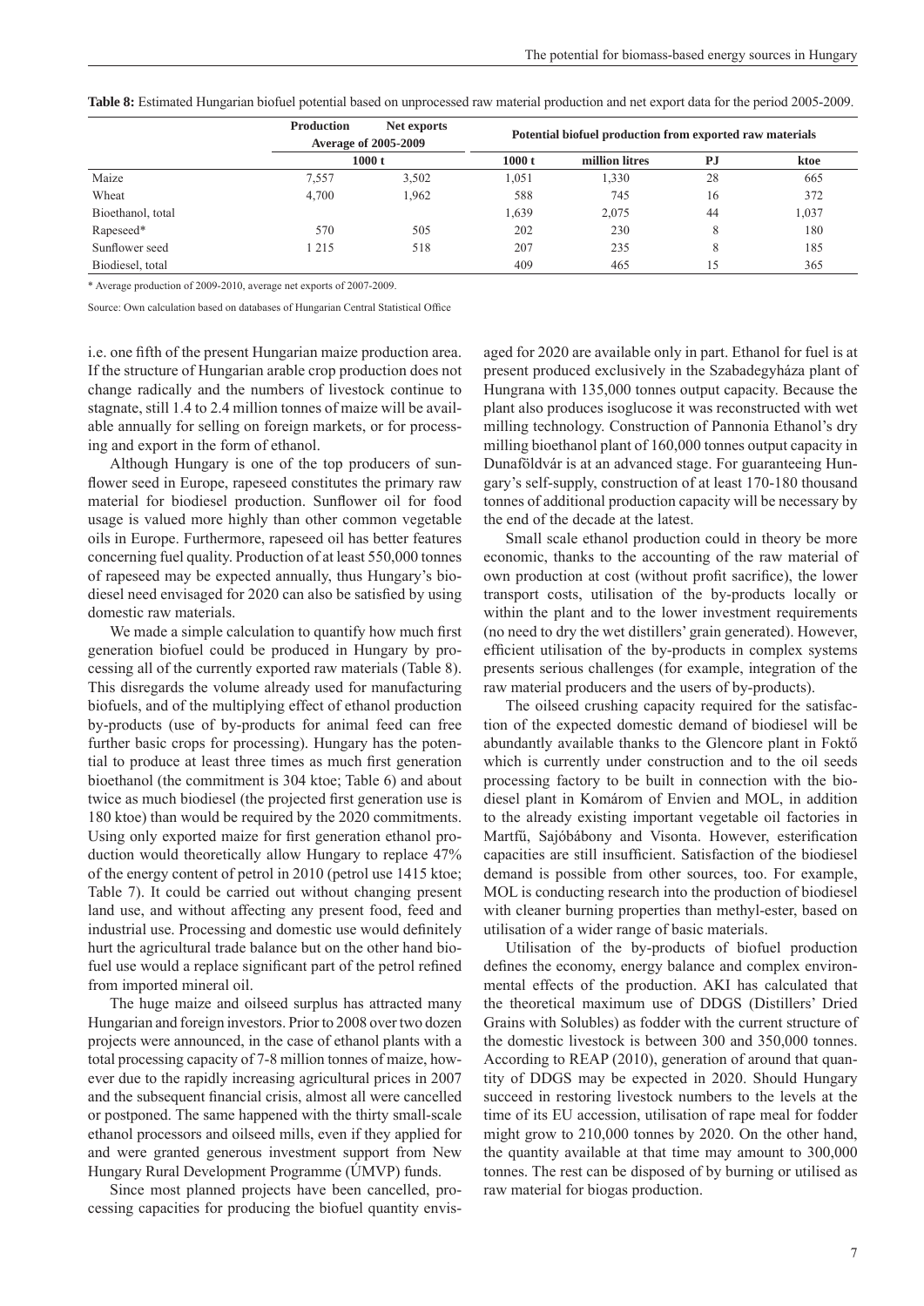**Table 8:** Estimated Hungarian biofuel potential based on unprocessed raw material production and net export data for the period 2005-2009.

| | Production | Net exports | Potential biofuel production from exported raw materials | | | |
|---|---|---|---|---|---|---|
| | Average of 2005-2009 | | | | | |
| | 1000 t | | 1000 t | million litres | PJ | ktoe |
| Maize | 7,557 | 3,502 | 1,051 | 1,330 | 28 | 665 |
| Wheat | 4,700 | 1,962 | 588 | 745 | 16 | 372 |
| Bioethanol, total | | | 1,639 | 2,075 | 44 | 1,037 |
| Rapeseed* | 570 | 505 | 202 | 230 | 8 | 180 |
| Sunflower seed | 1 215 | 518 | 207 | 235 | 8 | 185 |
| Biodiesel, total | | | 409 | 465 | 15 | 365 |

* Average production of 2009-2010, average net exports of 2007-2009.

Source: Own calculation based on databases of Hungarian Central Statistical Office

i.e. one fifth of the present Hungarian maize production area. If the structure of Hungarian arable crop production does not change radically and the numbers of livestock continue to stagnate, still 1.4 to 2.4 million tonnes of maize will be available annually for selling on foreign markets, or for processing and export in the form of ethanol.

Although Hungary is one of the top producers of sunflower seed in Europe, rapeseed constitutes the primary raw material for biodiesel production. Sunflower oil for food usage is valued more highly than other common vegetable oils in Europe. Furthermore, rapeseed oil has better features concerning fuel quality. Production of at least 550,000 tonnes of rapeseed may be expected annually, thus Hungary's biodiesel need envisaged for 2020 can also be satisfied by using domestic raw materials.

We made a simple calculation to quantify how much first generation biofuel could be produced in Hungary by processing all of the currently exported raw materials (Table 8). This disregards the volume already used for manufacturing biofuels, and of the multiplying effect of ethanol production by-products (use of by-products for animal feed can free further basic crops for processing). Hungary has the potential to produce at least three times as much first generation bioethanol (the commitment is 304 ktoe; Table 6) and about twice as much biodiesel (the projected first generation use is 180 ktoe) than would be required by the 2020 commitments. Using only exported maize for first generation ethanol production would theoretically allow Hungary to replace 47% of the energy content of petrol in 2010 (petrol use 1415 ktoe; Table 7). It could be carried out without changing present land use, and without affecting any present food, feed and industrial use. Processing and domestic use would definitely hurt the agricultural trade balance but on the other hand biofuel use would a replace significant part of the petrol refined from imported mineral oil.

The huge maize and oilseed surplus has attracted many Hungarian and foreign investors. Prior to 2008 over two dozen projects were announced, in the case of ethanol plants with a total processing capacity of 7-8 million tonnes of maize, however due to the rapidly increasing agricultural prices in 2007 and the subsequent financial crisis, almost all were cancelled or postponed. The same happened with the thirty small-scale ethanol processors and oilseed mills, even if they applied for and were granted generous investment support from New Hungary Rural Development Programme (ÚMVP) funds.

Since most planned projects have been cancelled, processing capacities for producing the biofuel quantity envisaged for 2020 are available only in part. Ethanol for fuel is at present produced exclusively in the Szabadegyháza plant of Hungrana with 135,000 tonnes output capacity. Because the plant also produces isoglucose it was reconstructed with wet milling technology. Construction of Pannonia Ethanol's dry milling bioethanol plant of 160,000 tonnes output capacity in Dunaföldvár is at an advanced stage. For guaranteeing Hungary's self-supply, construction of at least 170-180 thousand tonnes of additional production capacity will be necessary by the end of the decade at the latest.

Small scale ethanol production could in theory be more economic, thanks to the accounting of the raw material of own production at cost (without profit sacrifice), the lower transport costs, utilisation of the by-products locally or within the plant and to the lower investment requirements (no need to dry the wet distillers' grain generated). However, efficient utilisation of the by-products in complex systems presents serious challenges (for example, integration of the raw material producers and the users of by-products).

The oilseed crushing capacity required for the satisfaction of the expected domestic demand of biodiesel will be abundantly available thanks to the Glencore plant in Foktő which is currently under construction and to the oil seeds processing factory to be built in connection with the biodiesel plant in Komárom of Envien and MOL, in addition to the already existing important vegetable oil factories in Martfű, Sajóbábony and Visonta. However, esterification capacities are still insufficient. Satisfaction of the biodiesel demand is possible from other sources, too. For example, MOL is conducting research into the production of biodiesel with cleaner burning properties than methyl-ester, based on utilisation of a wider range of basic materials.

Utilisation of the by-products of biofuel production defines the economy, energy balance and complex environmental effects of the production. AKI has calculated that the theoretical maximum use of DDGS (Distillers' Dried Grains with Solubles) as fodder with the current structure of the domestic livestock is between 300 and 350,000 tonnes. According to REAP (2010), generation of around that quantity of DDGS may be expected in 2020. Should Hungary succeed in restoring livestock numbers to the levels at the time of its EU accession, utilisation of rape meal for fodder might grow to 210,000 tonnes by 2020. On the other hand, the quantity available at that time may amount to 300,000 tonnes. The rest can be disposed of by burning or utilised as raw material for biogas production.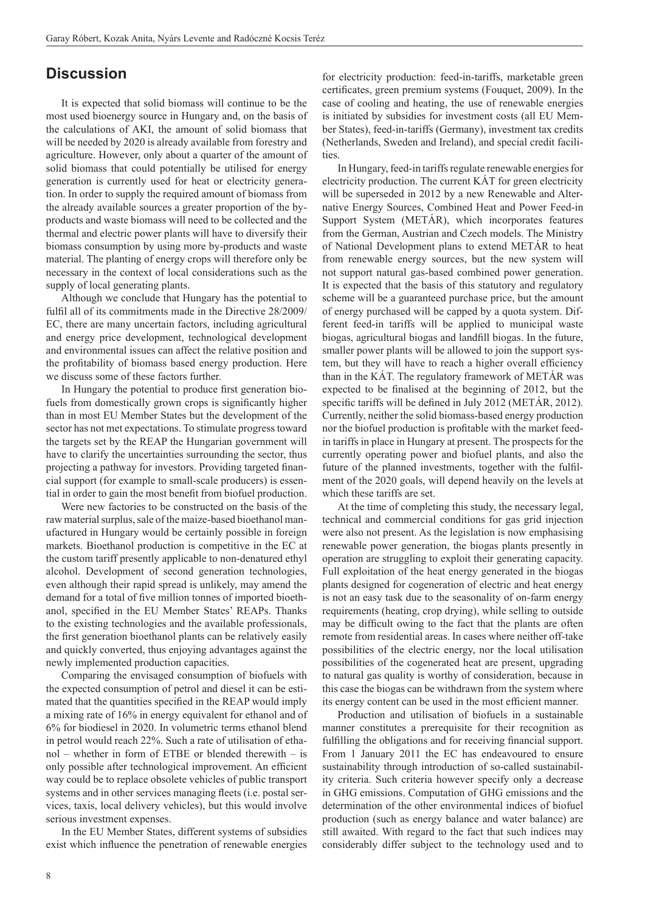## Discussion

It is expected that solid biomass will continue to be the most used bioenergy source in Hungary and, on the basis of the calculations of AKI, the amount of solid biomass that will be needed by 2020 is already available from forestry and agriculture. However, only about a quarter of the amount of solid biomass that could potentially be utilised for energy generation is currently used for heat or electricity generation. In order to supply the required amount of biomass from the already available sources a greater proportion of the by-products and waste biomass will need to be collected and the thermal and electric power plants will have to diversify their biomass consumption by using more by-products and waste material. The planting of energy crops will therefore only be necessary in the context of local considerations such as the supply of local generating plants.

Although we conclude that Hungary has the potential to fulfil all of its commitments made in the Directive 28/2009/EC, there are many uncertain factors, including agricultural and energy price development, technological development and environmental issues can affect the relative position and the profitability of biomass based energy production. Here we discuss some of these factors further.

In Hungary the potential to produce first generation biofuels from domestically grown crops is significantly higher than in most EU Member States but the development of the sector has not met expectations. To stimulate progress toward the targets set by the REAP the Hungarian government will have to clarify the uncertainties surrounding the sector, thus projecting a pathway for investors. Providing targeted financial support (for example to small-scale producers) is essential in order to gain the most benefit from biofuel production.

Were new factories to be constructed on the basis of the raw material surplus, sale of the maize-based bioethanol manufactured in Hungary would be certainly possible in foreign markets. Bioethanol production is competitive in the EC at the custom tariff presently applicable to non-denatured ethyl alcohol. Development of second generation technologies, even although their rapid spread is unlikely, may amend the demand for a total of five million tonnes of imported bioethanol, specified in the EU Member States' REAPs. Thanks to the existing technologies and the available professionals, the first generation bioethanol plants can be relatively easily and quickly converted, thus enjoying advantages against the newly implemented production capacities.

Comparing the envisaged consumption of biofuels with the expected consumption of petrol and diesel it can be estimated that the quantities specified in the REAP would imply a mixing rate of 16% in energy equivalent for ethanol and of 6% for biodiesel in 2020. In volumetric terms ethanol blend in petrol would reach 22%. Such a rate of utilisation of ethanol – whether in form of ETBE or blended therewith – is only possible after technological improvement. An efficient way could be to replace obsolete vehicles of public transport systems and in other services managing fleets (i.e. postal services, taxis, local delivery vehicles), but this would involve serious investment expenses.

In the EU Member States, different systems of subsidies exist which influence the penetration of renewable energies for electricity production: feed-in-tariffs, marketable green certificates, green premium systems (Fouquet, 2009). In the case of cooling and heating, the use of renewable energies is initiated by subsidies for investment costs (all EU Member States), feed-in-tariffs (Germany), investment tax credits (Netherlands, Sweden and Ireland), and special credit facilities.

In Hungary, feed-in tariffs regulate renewable energies for electricity production. The current KÁT for green electricity will be superseded in 2012 by a new Renewable and Alternative Energy Sources, Combined Heat and Power Feed-in Support System (METÁR), which incorporates features from the German, Austrian and Czech models. The Ministry of National Development plans to extend METÁR to heat from renewable energy sources, but the new system will not support natural gas-based combined power generation. It is expected that the basis of this statutory and regulatory scheme will be a guaranteed purchase price, but the amount of energy purchased will be capped by a quota system. Different feed-in tariffs will be applied to municipal waste biogas, agricultural biogas and landfill biogas. In the future, smaller power plants will be allowed to join the support system, but they will have to reach a higher overall efficiency than in the KÁT. The regulatory framework of METÁR was expected to be finalised at the beginning of 2012, but the specific tariffs will be defined in July 2012 (METÁR, 2012). Currently, neither the solid biomass-based energy production nor the biofuel production is profitable with the market feed-in tariffs in place in Hungary at present. The prospects for the currently operating power and biofuel plants, and also the future of the planned investments, together with the fulfilment of the 2020 goals, will depend heavily on the levels at which these tariffs are set.

At the time of completing this study, the necessary legal, technical and commercial conditions for gas grid injection were also not present. As the legislation is now emphasising renewable power generation, the biogas plants presently in operation are struggling to exploit their generating capacity. Full exploitation of the heat energy generated in the biogas plants designed for cogeneration of electric and heat energy is not an easy task due to the seasonality of on-farm energy requirements (heating, crop drying), while selling to outside may be difficult owing to the fact that the plants are often remote from residential areas. In cases where neither off-take possibilities of the electric energy, nor the local utilisation possibilities of the cogenerated heat are present, upgrading to natural gas quality is worthy of consideration, because in this case the biogas can be withdrawn from the system where its energy content can be used in the most efficient manner.

Production and utilisation of biofuels in a sustainable manner constitutes a prerequisite for their recognition as fulfilling the obligations and for receiving financial support. From 1 January 2011 the EC has endeavoured to ensure sustainability through introduction of so-called sustainability criteria. Such criteria however specify only a decrease in GHG emissions. Computation of GHG emissions and the determination of the other environmental indices of biofuel production (such as energy balance and water balance) are still awaited. With regard to the fact that such indices may considerably differ subject to the technology used and to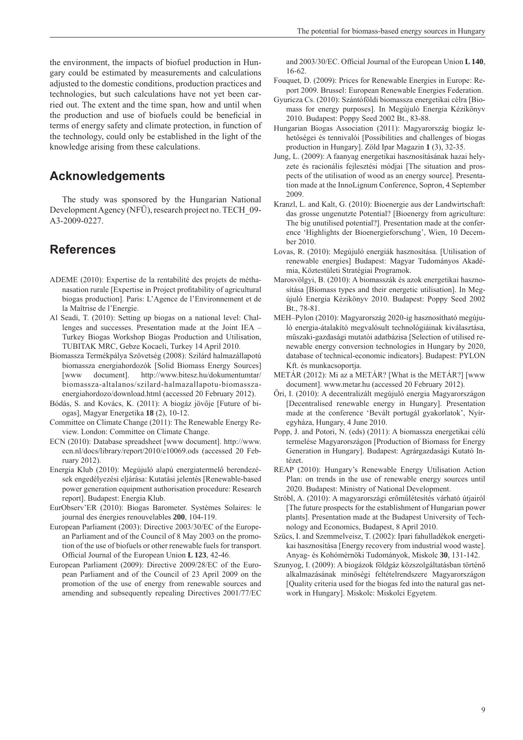the environment, the impacts of biofuel production in Hungary could be estimated by measurements and calculations adjusted to the domestic conditions, production practices and technologies, but such calculations have not yet been carried out. The extent and the time span, how and until when the production and use of biofuels could be beneficial in terms of energy safety and climate protection, in function of the technology, could only be established in the light of the knowledge arising from these calculations.

## Acknowledgements

The study was sponsored by the Hungarian National Development Agency (NFÜ), research project no. TECH_09-A3-2009-0227.

## References

ADEME (2010): Expertise de la rentabilité des projets de méthanasation rurale [Expertise in Project profitability of agricultural biogas production]. Paris: L'Agence de l'Environnement et de la Maîtrise de l'Energie.

Al Seadi, T. (2010): Setting up biogas on a national level: Challenges and successes. Presentation made at the Joint IEA – Turkey Biogas Workshop Biogas Production and Utilisation, TUBITAK MRC, Gebze Kocaeli, Turkey 14 April 2010.

Biomassza Termékpálya Szövetség (2008): Szilárd halmazállapotú biomassza energiahordozók [Solid Biomass Energy Sources] [www document]. http://www.bitesz.hu/dokumentumtar/biomassza-altalanos/szilard-halmazallapotu-biomassza-energiahordozo/download.html (accessed 20 February 2012).

Bódás, S. and Kovács, K. (2011): A biogáz jövője [Future of biogas], Magyar Energetika **18** (2), 10-12.

Committee on Climate Change (2011): The Renewable Energy Review. London: Committee on Climate Change.

ECN (2010): Database spreadsheet [www document]. http://www.ecn.nl/docs/library/report/2010/e10069.ods (accessed 20 February 2012).

Energia Klub (2010): Megújuló alapú energiatermelő berendezések engedélyezési eljárása: Kutatási jelentés [Renewable-based power generation equipment authorisation procedure: Research report]. Budapest: Energia Klub.

EurObserv'ER (2010): Biogas Barometer. Systèmes Solaires: le journal des énergies renouvelables **200**, 104-119.

European Parliament (2003): Directive 2003/30/EC of the European Parliament and of the Council of 8 May 2003 on the promotion of the use of biofuels or other renewable fuels for transport. Official Journal of the European Union **L 123**, 42-46.

European Parliament (2009): Directive 2009/28/EC of the European Parliament and of the Council of 23 April 2009 on the promotion of the use of energy from renewable sources and amending and subsequently repealing Directives 2001/77/EC and 2003/30/EC. Official Journal of the European Union **L 140**, 16-62.

Fouquet, D. (2009): Prices for Renewable Energies in Europe: Report 2009. Brussel: European Renewable Energies Federation.

Gyuricza Cs. (2010): Szántóföldi biomassza energetikai célra [Biomass for energy purposes]. In Megújuló Energia Kézikönyv 2010. Budapest: Poppy Seed 2002 Bt., 83-88.

Hungarian Biogas Association (2011): Magyarország biogáz lehetőségei és tennivalói [Possibilities and challenges of biogas production in Hungary]. Zöld Ipar Magazin **1** (3), 32-35.

Jung, L. (2009): A faanyag energetikai hasznosításának hazai helyzete és racionális fejlesztési módjai [The situation and prospects of the utilisation of wood as an energy source]. Presentation made at the InnoLignum Conference, Sopron, 4 September 2009.

Kranzl, L. and Kalt, G. (2010): Bioenergie aus der Landwirtschaft: das grosse ungenutzte Potential? [Bioenergy from agriculture: The big unutilised potential?]. Presentation made at the conference 'Highlights der Bioenergieforschung', Wien, 10 December 2010.

Lovas, R. (2010): Megújuló energiák hasznosítása. [Utilisation of renewable energies] Budapest: Magyar Tudományos Akadémia, Köztestületi Stratégiai Programok.

Marosvölgyi, B. (2010): A biomasszák és azok energetikai hasznosítása [Biomass types and their energetic utilisation]. In Megújuló Energia Kézikönyv 2010. Budapest: Poppy Seed 2002 Bt., 78-81.

MEH–Pylon (2010): Magyarország 2020-ig hasznosítható megújuló energia-átalakító megvalósult technológiáinak kiválasztása, műszaki-gazdasági mutatói adatbázisa [Selection of utilised renewable energy conversion technologies in Hungary by 2020, database of technical-economic indicators]. Budapest: PYLON Kft. és munkacsoportja.

METÁR (2012): Mi az a METÁR? [What is the METÁR?] [www document]. www.metar.hu (accessed 20 February 2012).

Őri, I. (2010): A decentralizált megújuló energia Magyarországon [Decentralised renewable energy in Hungary]. Presentation made at the conference 'Bevált portugál gyakorlatok', Nyíregyháza, Hungary, 4 June 2010.

Popp, J. and Potori, N. (eds) (2011): A biomassza energetikai célú termelése Magyarországon [Production of Biomass for Energy Generation in Hungary]. Budapest: Agrárgazdasági Kutató Intézet.

REAP (2010): Hungary's Renewable Energy Utilisation Action Plan: on trends in the use of renewable energy sources until 2020. Budapest: Ministry of National Development.

Stróbl, A. (2010): A magyarországi erőműlétesítés várható útjairól [The future prospects for the establishment of Hungarian power plants]. Presentation made at the Budapest University of Technology and Economics, Budapest, 8 April 2010.

Szűcs, I. and Szemmelveisz, T. (2002): Ipari fahulladékok energetikai hasznosítása [Energy recovery from industrial wood waste]. Anyag- és Kohómérnöki Tudományok, Miskolc **30**, 131-142.

Szunyog, I. (2009): A biogázok földgáz közszolgáltatásban történő alkalmazásának minőségi feltételrendszere Magyarországon [Quality criteria used for the biogas fed into the natural gas network in Hungary]. Miskolc: Miskolci Egyetem.